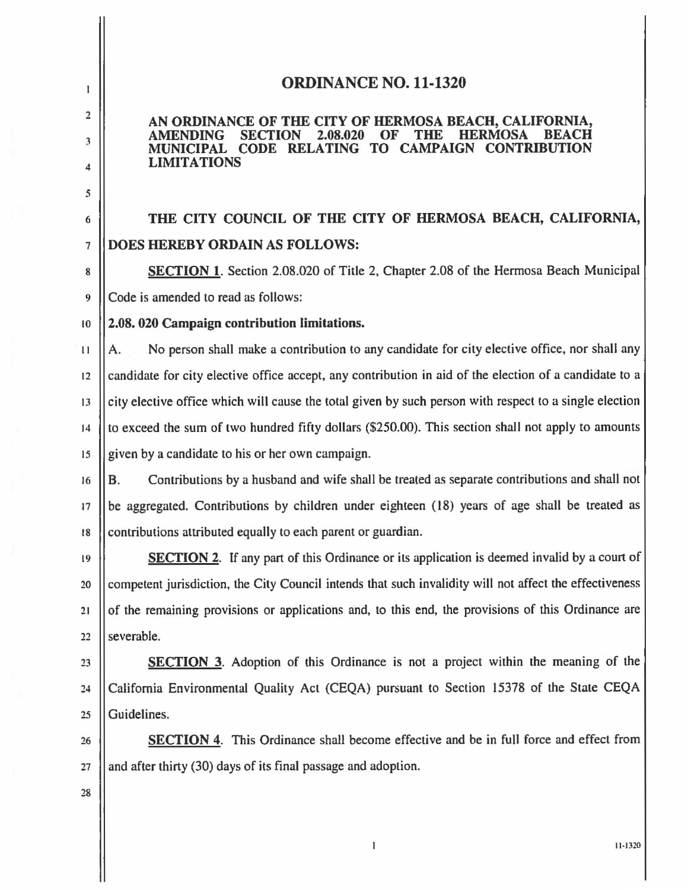# ORDINANCE NO. 11-1320

## AN ORDINANCE OF THE CITY OF HERMOSA BEACH, CALIFORNIA, AMENDING SECTION 2.08.020 OF THE HERMOSA BEACH MUNICIPAL CODE RELATING TO CAMPAIGN CONTRIBUTION LIMITATIONS

**THE CITY COUNCIL OF THE CITY OF HERMOSA BEACH, CALIFORNIA, DOES HEREBY ORDAIN AS FOLLOWS:**

**SECTION 1**. Section 2.08.020 of Title 2, Chapter 2.08 of the Hermosa Beach Municipal Code is amended to read as follows:

**2.08. 020 Campaign contribution limitations.**

A. No person shall make a contribution to any candidate for city elective office, nor shall any candidate for city elective office accept, any contribution in aid of the election of a candidate to a city elective office which will cause the total given by such person with respect to a single election to exceed the sum of two hundred fifty dollars ($250.00). This section shall not apply to amounts given by a candidate to his or her own campaign.

B. Contributions by a husband and wife shall be treated as separate contributions and shall not be aggregated. Contributions by children under eighteen (18) years of age shall be treated as contributions attributed equally to each parent or guardian.

**SECTION 2**. If any part of this Ordinance or its application is deemed invalid by a court of competent jurisdiction, the City Council intends that such invalidity will not affect the effectiveness of the remaining provisions or applications and, to this end, the provisions of this Ordinance are severable.

**SECTION 3**. Adoption of this Ordinance is not a project within the meaning of the California Environmental Quality Act (CEQA) pursuant to Section 15378 of the State CEQA Guidelines.

**SECTION 4**. This Ordinance shall become effective and be in full force and effect from and after thirty (30) days of its final passage and adoption.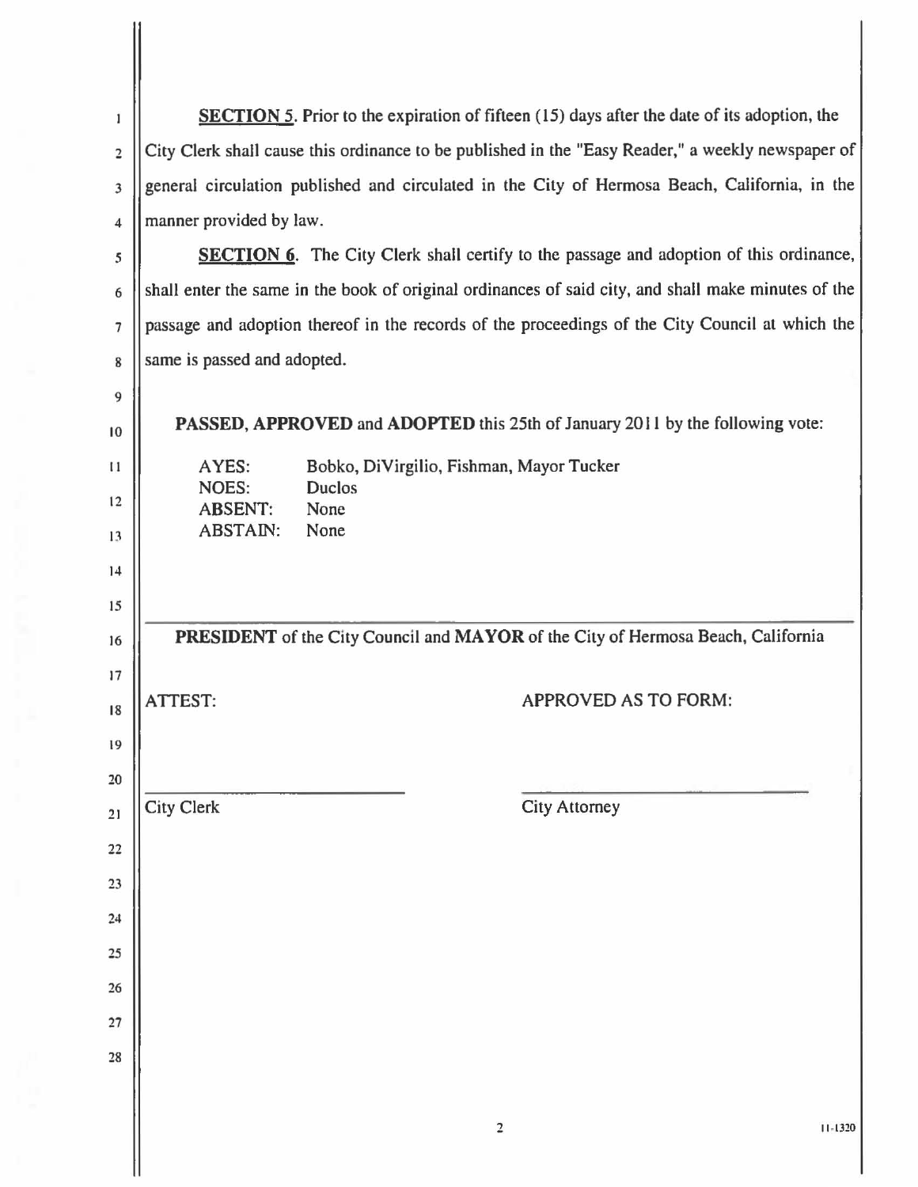**SECTION 5**. Prior to the expiration of fifteen (15) days after the date of its adoption, the City Clerk shall cause this ordinance to be published in the "Easy Reader," a weekly newspaper of general circulation published and circulated in the City of Hermosa Beach, California, in the manner provided by law.

**SECTION 6**. The City Clerk shall certify to the passage and adoption of this ordinance, shall enter the same in the book of original ordinances of said city, and shall make minutes of the passage and adoption thereof in the records of the proceedings of the City Council at which the same is passed and adopted.

**PASSED, APPROVED** and **ADOPTED** this 25th of January 2011 by the following vote:

| | |
|---|---|
| AYES: | Bobko, DiVirgilio, Fishman, Mayor Tucker |
| NOES: | Duclos |
| ABSENT: | None |
| ABSTAIN: | None |

---

**PRESIDENT** of the City Council and **MAYOR** of the City of Hermosa Beach, California

ATTEST:

City Clerk

APPROVED AS TO FORM:

City Attorney

11-1320